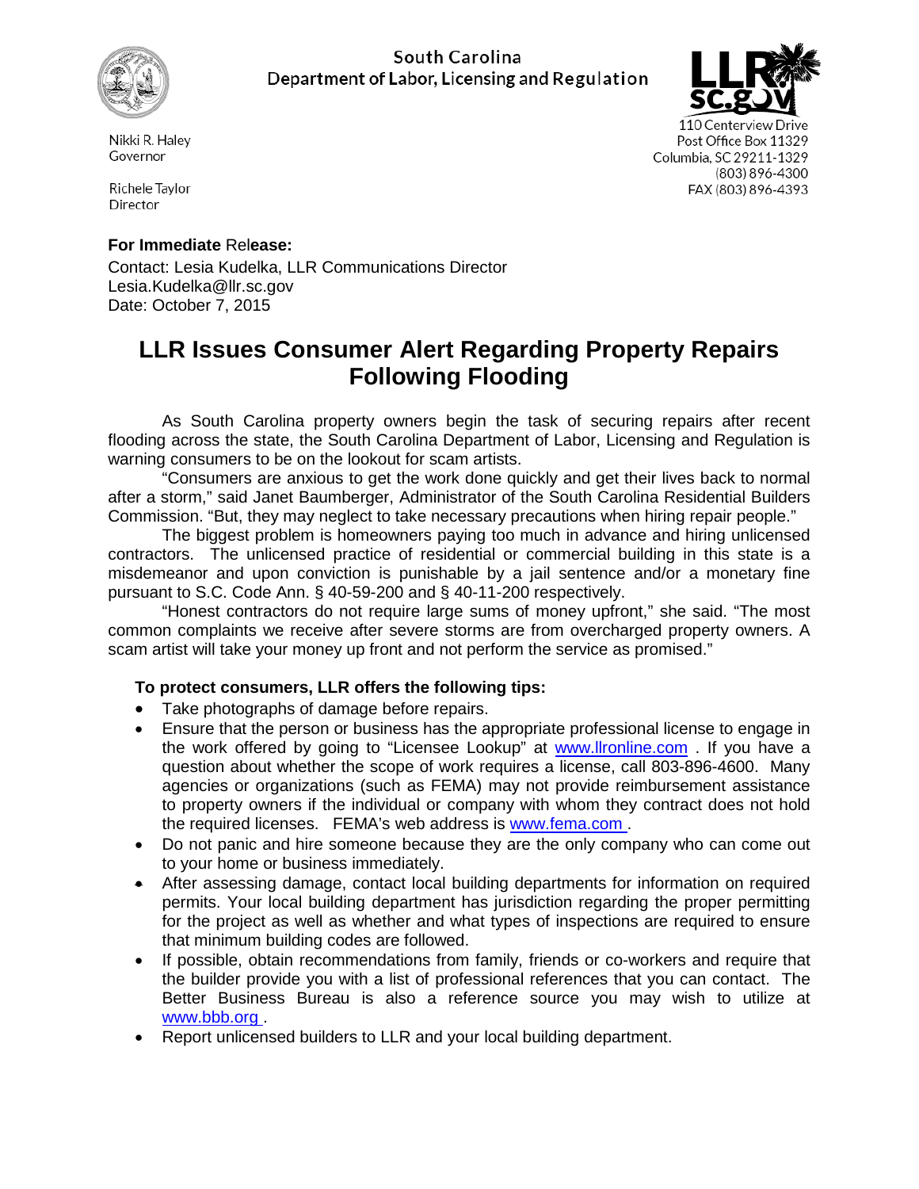South Carolina
Department of Labor, Licensing and Regulation

Nikki R. Haley
Governor

Richele Taylor
Director

110 Centerview Drive
Post Office Box 11329
Columbia, SC 29211-1329
(803) 896-4300
FAX (803) 896-4393

**For Immediate Release:**
Contact: Lesia Kudelka, LLR Communications Director
Lesia.Kudelka@llr.sc.gov
Date: October 7, 2015

# LLR Issues Consumer Alert Regarding Property Repairs Following Flooding

As South Carolina property owners begin the task of securing repairs after recent flooding across the state, the South Carolina Department of Labor, Licensing and Regulation is warning consumers to be on the lookout for scam artists.

"Consumers are anxious to get the work done quickly and get their lives back to normal after a storm," said Janet Baumberger, Administrator of the South Carolina Residential Builders Commission. "But, they may neglect to take necessary precautions when hiring repair people."

The biggest problem is homeowners paying too much in advance and hiring unlicensed contractors. The unlicensed practice of residential or commercial building in this state is a misdemeanor and upon conviction is punishable by a jail sentence and/or a monetary fine pursuant to S.C. Code Ann. § 40-59-200 and § 40-11-200 respectively.

"Honest contractors do not require large sums of money upfront," she said. "The most common complaints we receive after severe storms are from overcharged property owners. A scam artist will take your money up front and not perform the service as promised."

**To protect consumers, LLR offers the following tips:**

- Take photographs of damage before repairs.
- Ensure that the person or business has the appropriate professional license to engage in the work offered by going to "Licensee Lookup" at www.llronline.com . If you have a question about whether the scope of work requires a license, call 803-896-4600. Many agencies or organizations (such as FEMA) may not provide reimbursement assistance to property owners if the individual or company with whom they contract does not hold the required licenses. FEMA's web address is www.fema.com .
- Do not panic and hire someone because they are the only company who can come out to your home or business immediately.
- After assessing damage, contact local building departments for information on required permits. Your local building department has jurisdiction regarding the proper permitting for the project as well as whether and what types of inspections are required to ensure that minimum building codes are followed.
- If possible, obtain recommendations from family, friends or co-workers and require that the builder provide you with a list of professional references that you can contact. The Better Business Bureau is also a reference source you may wish to utilize at www.bbb.org .
- Report unlicensed builders to LLR and your local building department.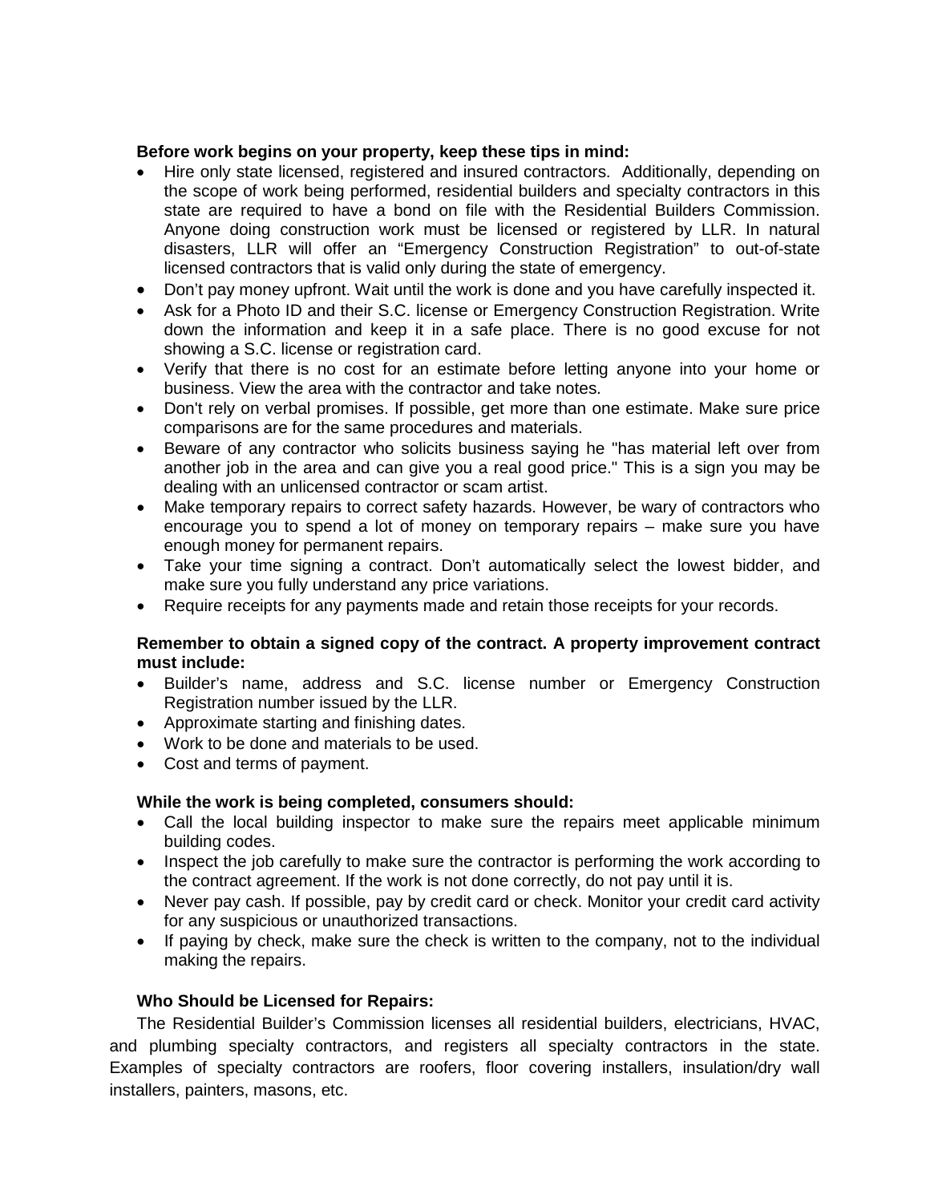**Before work begins on your property, keep these tips in mind:**

- Hire only state licensed, registered and insured contractors. Additionally, depending on the scope of work being performed, residential builders and specialty contractors in this state are required to have a bond on file with the Residential Builders Commission. Anyone doing construction work must be licensed or registered by LLR. In natural disasters, LLR will offer an “Emergency Construction Registration” to out-of-state licensed contractors that is valid only during the state of emergency.
- Don’t pay money upfront. Wait until the work is done and you have carefully inspected it.
- Ask for a Photo ID and their S.C. license or Emergency Construction Registration. Write down the information and keep it in a safe place. There is no good excuse for not showing a S.C. license or registration card.
- Verify that there is no cost for an estimate before letting anyone into your home or business. View the area with the contractor and take notes.
- Don't rely on verbal promises. If possible, get more than one estimate. Make sure price comparisons are for the same procedures and materials.
- Beware of any contractor who solicits business saying he "has material left over from another job in the area and can give you a real good price." This is a sign you may be dealing with an unlicensed contractor or scam artist.
- Make temporary repairs to correct safety hazards. However, be wary of contractors who encourage you to spend a lot of money on temporary repairs – make sure you have enough money for permanent repairs.
- Take your time signing a contract. Don’t automatically select the lowest bidder, and make sure you fully understand any price variations.
- Require receipts for any payments made and retain those receipts for your records.

**Remember to obtain a signed copy of the contract. A property improvement contract must include:**

- Builder’s name, address and S.C. license number or Emergency Construction Registration number issued by the LLR.
- Approximate starting and finishing dates.
- Work to be done and materials to be used.
- Cost and terms of payment.

**While the work is being completed, consumers should:**

- Call the local building inspector to make sure the repairs meet applicable minimum building codes.
- Inspect the job carefully to make sure the contractor is performing the work according to the contract agreement. If the work is not done correctly, do not pay until it is.
- Never pay cash. If possible, pay by credit card or check. Monitor your credit card activity for any suspicious or unauthorized transactions.
- If paying by check, make sure the check is written to the company, not to the individual making the repairs.

**Who Should be Licensed for Repairs:**

The Residential Builder’s Commission licenses all residential builders, electricians, HVAC, and plumbing specialty contractors, and registers all specialty contractors in the state. Examples of specialty contractors are roofers, floor covering installers, insulation/dry wall installers, painters, masons, etc.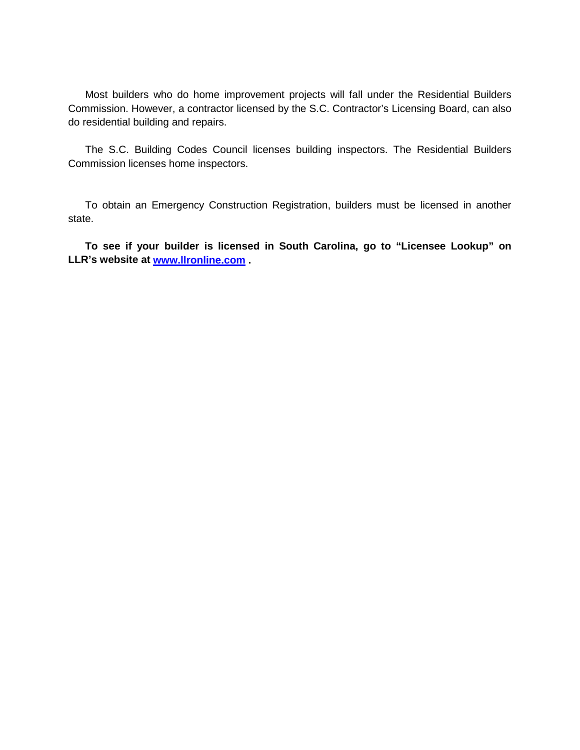Most builders who do home improvement projects will fall under the Residential Builders Commission. However, a contractor licensed by the S.C. Contractor's Licensing Board, can also do residential building and repairs.

The S.C. Building Codes Council licenses building inspectors. The Residential Builders Commission licenses home inspectors.

To obtain an Emergency Construction Registration, builders must be licensed in another state.

**To see if your builder is licensed in South Carolina, go to "Licensee Lookup" on LLR's website at [www.llronline.com](http://www.llronline.com) .**